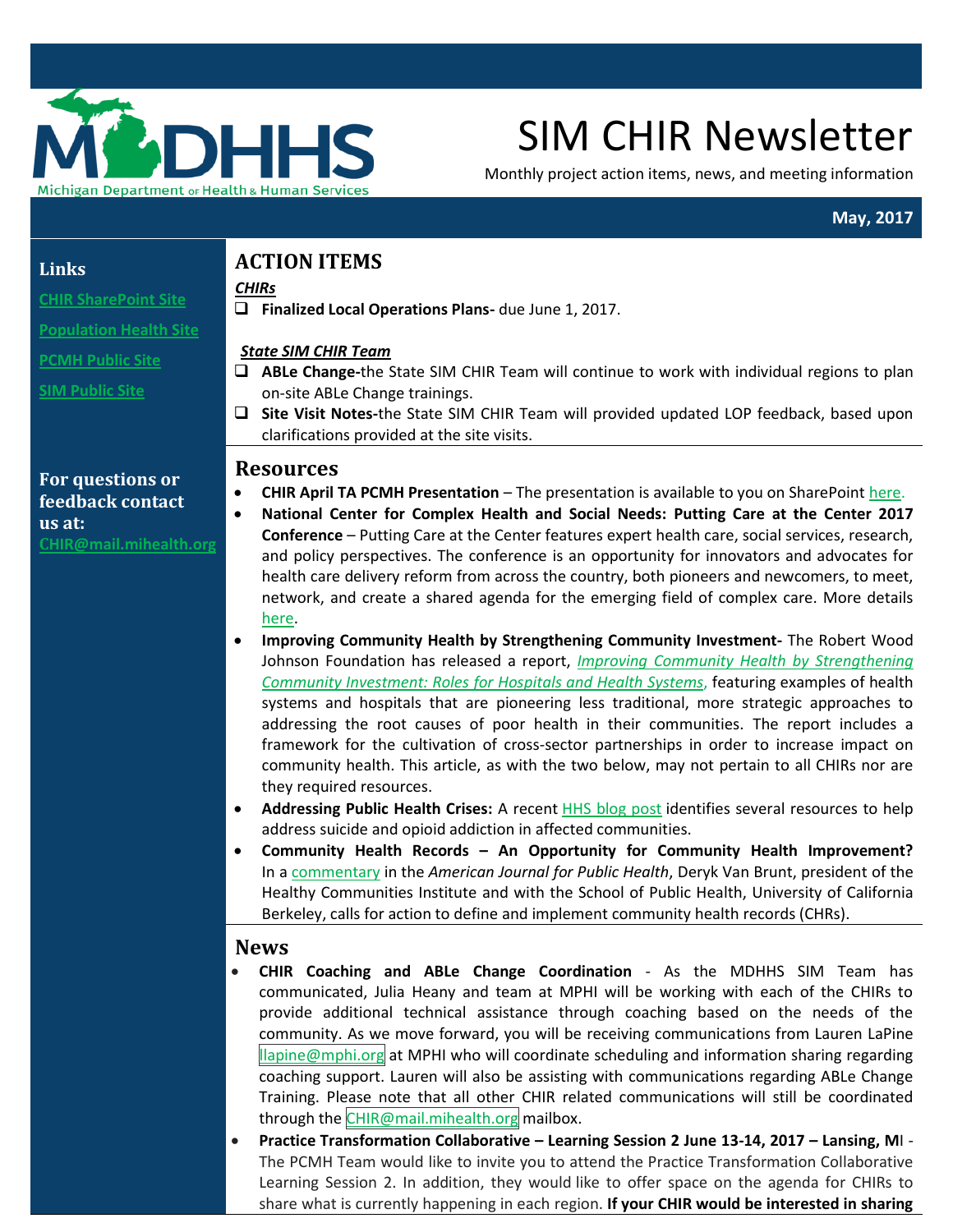# SIM CHIR Newsletter

Monthly project action items, news, and meeting information

**May, 2017**

**Links**

CHIR SharePoint Site

Population Health Site

PCMH Public Site

SIM Public Site

**For questions or feedback contact us at:**
CHIR@mail.mihealth.org

## ACTION ITEMS

***CHIRs***

- ❑ **Finalized Local Operations Plans-** due June 1, 2017.

***State SIM CHIR Team***

- ❑ **ABLe Change-**the State SIM CHIR Team will continue to work with individual regions to plan on-site ABLe Change trainings.
- ❑ **Site Visit Notes-**the State SIM CHIR Team will provided updated LOP feedback, based upon clarifications provided at the site visits.

## Resources

- **CHIR April TA PCMH Presentation** – The presentation is available to you on SharePoint here.
- **National Center for Complex Health and Social Needs: Putting Care at the Center 2017 Conference** – Putting Care at the Center features expert health care, social services, research, and policy perspectives. The conference is an opportunity for innovators and advocates for health care delivery reform from across the country, both pioneers and newcomers, to meet, network, and create a shared agenda for the emerging field of complex care. More details here.
- **Improving Community Health by Strengthening Community Investment-** The Robert Wood Johnson Foundation has released a report, *Improving Community Health by Strengthening Community Investment: Roles for Hospitals and Health Systems*, featuring examples of health systems and hospitals that are pioneering less traditional, more strategic approaches to addressing the root causes of poor health in their communities. The report includes a framework for the cultivation of cross-sector partnerships in order to increase impact on community health. This article, as with the two below, may not pertain to all CHIRs nor are they required resources.
- **Addressing Public Health Crises:** A recent HHS blog post identifies several resources to help address suicide and opioid addiction in affected communities.
- **Community Health Records – An Opportunity for Community Health Improvement?** In a commentary in the *American Journal for Public Health*, Deryk Van Brunt, president of the Healthy Communities Institute and with the School of Public Health, University of California Berkeley, calls for action to define and implement community health records (CHRs).

## News

- **CHIR Coaching and ABLe Change Coordination** - As the MDHHS SIM Team has communicated, Julia Heany and team at MPHI will be working with each of the CHIRs to provide additional technical assistance through coaching based on the needs of the community. As we move forward, you will be receiving communications from Lauren LaPine llapine@mphi.org at MPHI who will coordinate scheduling and information sharing regarding coaching support. Lauren will also be assisting with communications regarding ABLe Change Training. Please note that all other CHIR related communications will still be coordinated through the CHIR@mail.mihealth.org mailbox.
- **Practice Transformation Collaborative – Learning Session 2 June 13-14, 2017 – Lansing, MI** - The PCMH Team would like to invite you to attend the Practice Transformation Collaborative Learning Session 2. In addition, they would like to offer space on the agenda for CHIRs to share what is currently happening in each region. **If your CHIR would be interested in sharing**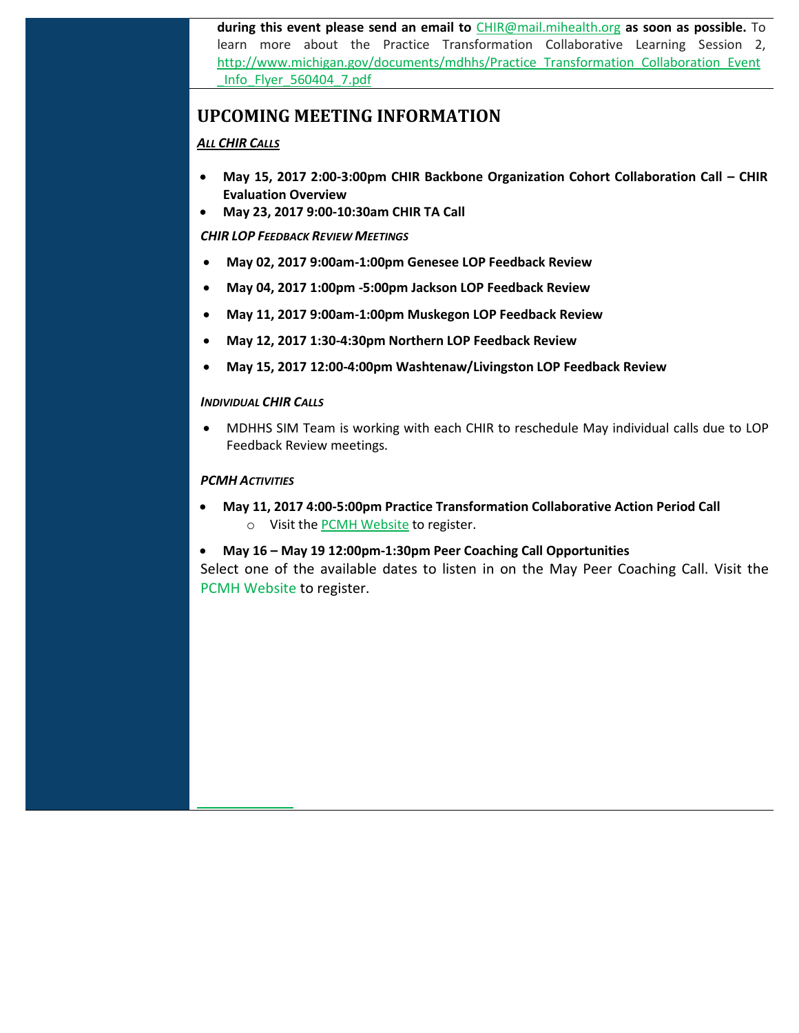**during this event please send an email to CHIR@mail.mihealth.org as soon as possible.** To learn more about the Practice Transformation Collaborative Learning Session 2, http://www.michigan.gov/documents/mdhhs/Practice_Transformation_Collaboration_Event_Info_Flyer_560404_7.pdf

## UPCOMING MEETING INFORMATION

***ALL CHIR CALLS***

- **May 15, 2017 2:00-3:00pm CHIR Backbone Organization Cohort Collaboration Call – CHIR Evaluation Overview**
- **May 23, 2017 9:00-10:30am CHIR TA Call**

***CHIR LOP FEEDBACK REVIEW MEETINGS***

- **May 02, 2017 9:00am-1:00pm Genesee LOP Feedback Review**
- **May 04, 2017 1:00pm -5:00pm Jackson LOP Feedback Review**
- **May 11, 2017 9:00am-1:00pm Muskegon LOP Feedback Review**
- **May 12, 2017 1:30-4:30pm Northern LOP Feedback Review**
- **May 15, 2017 12:00-4:00pm Washtenaw/Livingston LOP Feedback Review**

***INDIVIDUAL CHIR CALLS***

- MDHHS SIM Team is working with each CHIR to reschedule May individual calls due to LOP Feedback Review meetings.

***PCMH ACTIVITIES***

- **May 11, 2017 4:00-5:00pm Practice Transformation Collaborative Action Period Call**
  - Visit the PCMH Website to register.
- **May 16 – May 19 12:00pm-1:30pm Peer Coaching Call Opportunities**

Select one of the available dates to listen in on the May Peer Coaching Call. Visit the PCMH Website to register.